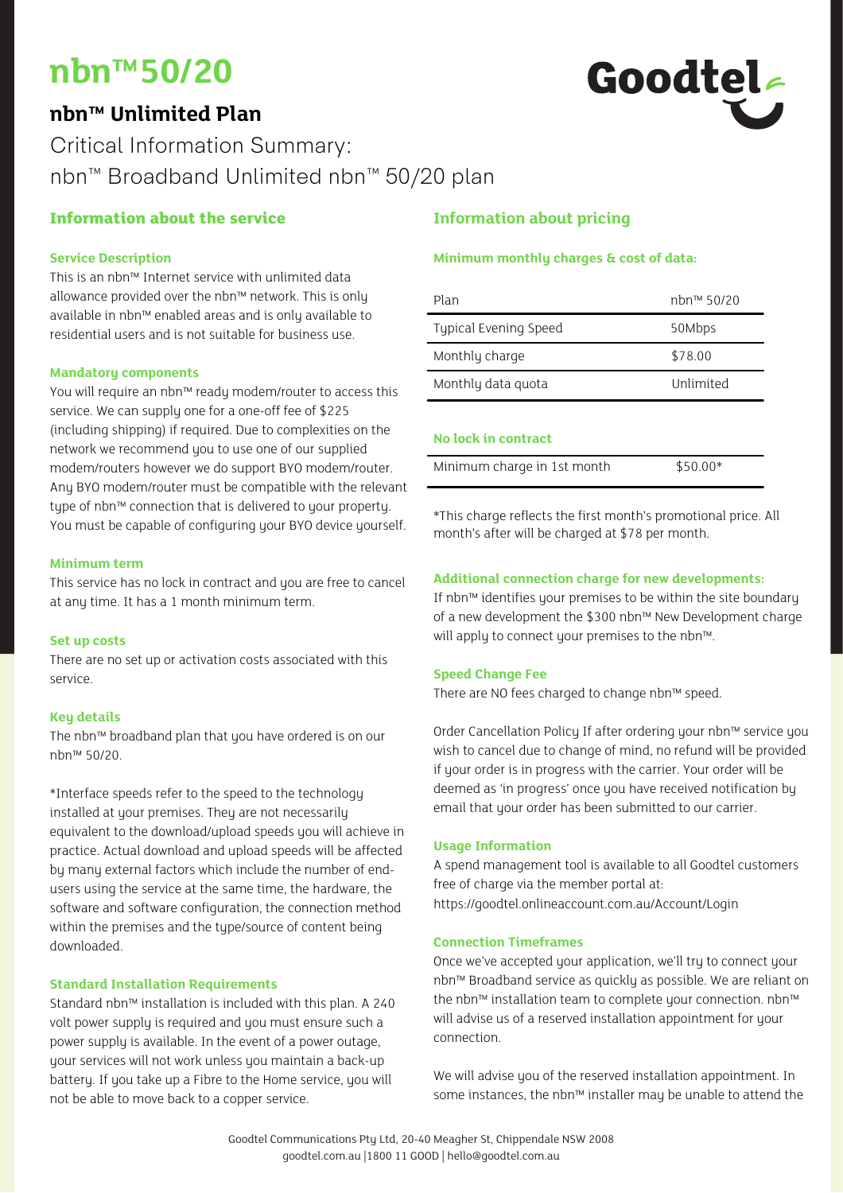# nbn™ 50/20

## nbn™ Unlimited Plan

Critical Information Summary:
nbn™ Broadband Unlimited nbn™ 50/20 plan

## Information about the service

### Service Description

This is an nbn™ Internet service with unlimited data allowance provided over the nbn™ network. This is only available in nbn™ enabled areas and is only available to residential users and is not suitable for business use.

### Mandatory components

You will require an nbn™ ready modem/router to access this service. We can supply one for a one-off fee of $225 (including shipping) if required. Due to complexities on the network we recommend you to use one of our supplied modem/routers however we do support BYO modem/router. Any BYO modem/router must be compatible with the relevant type of nbn™ connection that is delivered to your property. You must be capable of configuring your BYO device yourself.

### Minimum term

This service has no lock in contract and you are free to cancel at any time. It has a 1 month minimum term.

### Set up costs

There are no set up or activation costs associated with this service.

### Key details

The nbn™ broadband plan that you have ordered is on our nbn™ 50/20.

*Interface speeds refer to the speed to the technology installed at your premises. They are not necessarily equivalent to the download/upload speeds you will achieve in practice. Actual download and upload speeds will be affected by many external factors which include the number of end-users using the service at the same time, the hardware, the software and software configuration, the connection method within the premises and the type/source of content being downloaded.

### Standard Installation Requirements

Standard nbn™ installation is included with this plan. A 240 volt power supply is required and you must ensure such a power supply is available. In the event of a power outage, your services will not work unless you maintain a back-up battery. If you take up a Fibre to the Home service, you will not be able to move back to a copper service.

## Information about pricing

### Minimum monthly charges & cost of data:

| Plan | nbn™ 50/20 |
|---|---|
| Typical Evening Speed | 50Mbps |
| Monthly charge | $78.00 |
| Monthly data quota | Unlimited |

### No lock in contract

| Minimum charge in 1st month | $50.00* |
|---|---|

*This charge reflects the first month's promotional price. All month's after will be charged at $78 per month.

### Additional connection charge for new developments:

If nbn™ identifies your premises to be within the site boundary of a new development the $300 nbn™ New Development charge will apply to connect your premises to the nbn™.

### Speed Change Fee

There are NO fees charged to change nbn™ speed.

Order Cancellation Policy If after ordering your nbn™ service you wish to cancel due to change of mind, no refund will be provided if your order is in progress with the carrier. Your order will be deemed as 'in progress' once you have received notification by email that your order has been submitted to our carrier.

### Usage Information

A spend management tool is available to all Goodtel customers free of charge via the member portal at: https://goodtel.onlineaccount.com.au/Account/Login

### Connection Timeframes

Once we've accepted your application, we'll try to connect your nbn™ Broadband service as quickly as possible. We are reliant on the nbn™ installation team to complete your connection. nbn™ will advise us of a reserved installation appointment for your connection.

We will advise you of the reserved installation appointment. In some instances, the nbn™ installer may be unable to attend the

Goodtel Communications Pty Ltd, 20-40 Meagher St, Chippendale NSW 2008
goodtel.com.au |1800 11 GOOD | hello@goodtel.com.au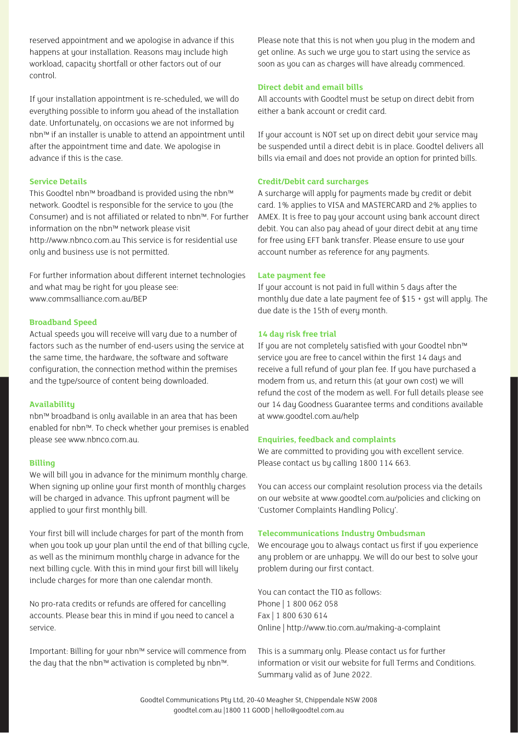reserved appointment and we apologise in advance if this happens at your installation. Reasons may include high workload, capacity shortfall or other factors out of our control.

If your installation appointment is re-scheduled, we will do everything possible to inform you ahead of the installation date. Unfortunately, on occasions we are not informed by nbn™ if an installer is unable to attend an appointment until after the appointment time and date. We apologise in advance if this is the case.

### Service Details

This Goodtel nbn™ broadband is provided using the nbn™ network. Goodtel is responsible for the service to you (the Consumer) and is not affiliated or related to nbn™. For further information on the nbn™ network please visit http://www.nbnco.com.au This service is for residential use only and business use is not permitted.

For further information about different internet technologies and what may be right for you please see: www.commsalliance.com.au/BEP

### Broadband Speed

Actual speeds you will receive will vary due to a number of factors such as the number of end-users using the service at the same time, the hardware, the software and software configuration, the connection method within the premises and the type/source of content being downloaded.

### Availability

nbn™ broadband is only available in an area that has been enabled for nbn™. To check whether your premises is enabled please see www.nbnco.com.au.

### Billing

We will bill you in advance for the minimum monthly charge. When signing up online your first month of monthly charges will be charged in advance. This upfront payment will be applied to your first monthly bill.

Your first bill will include charges for part of the month from when you took up your plan until the end of that billing cycle, as well as the minimum monthly charge in advance for the next billing cycle. With this in mind your first bill will likely include charges for more than one calendar month.

No pro-rata credits or refunds are offered for cancelling accounts. Please bear this in mind if you need to cancel a service.

Important: Billing for your nbn™ service will commence from the day that the nbn™ activation is completed by nbn™. Please note that this is not when you plug in the modem and get online. As such we urge you to start using the service as soon as you can as charges will have already commenced.

### Direct debit and email bills

All accounts with Goodtel must be setup on direct debit from either a bank account or credit card.

If your account is NOT set up on direct debit your service may be suspended until a direct debit is in place. Goodtel delivers all bills via email and does not provide an option for printed bills.

### Credit/Debit card surcharges

A surcharge will apply for payments made by credit or debit card. 1% applies to VISA and MASTERCARD and 2% applies to AMEX. It is free to pay your account using bank account direct debit. You can also pay ahead of your direct debit at any time for free using EFT bank transfer. Please ensure to use your account number as reference for any payments.

### Late payment fee

If your account is not paid in full within 5 days after the monthly due date a late payment fee of $15 + gst will apply. The due date is the 15th of every month.

### 14 day risk free trial

If you are not completely satisfied with your Goodtel nbn™ service you are free to cancel within the first 14 days and receive a full refund of your plan fee. If you have purchased a modem from us, and return this (at your own cost) we will refund the cost of the modem as well. For full details please see our 14 day Goodness Guarantee terms and conditions available at www.goodtel.com.au/help

### Enquiries, feedback and complaints

We are committed to providing you with excellent service. Please contact us by calling 1800 114 663.

You can access our complaint resolution process via the details on our website at www.goodtel.com.au/policies and clicking on 'Customer Complaints Handling Policy'.

### Telecommunications Industry Ombudsman

We encourage you to always contact us first if you experience any problem or are unhappy. We will do our best to solve your problem during our first contact.

You can contact the TIO as follows:
Phone | 1 800 062 058
Fax | 1 800 630 614
Online | http://www.tio.com.au/making-a-complaint

This is a summary only. Please contact us for further information or visit our website for full Terms and Conditions. Summary valid as of June 2022.

Goodtel Communications Pty Ltd, 20-40 Meagher St, Chippendale NSW 2008
goodtel.com.au |1800 11 GOOD | hello@goodtel.com.au